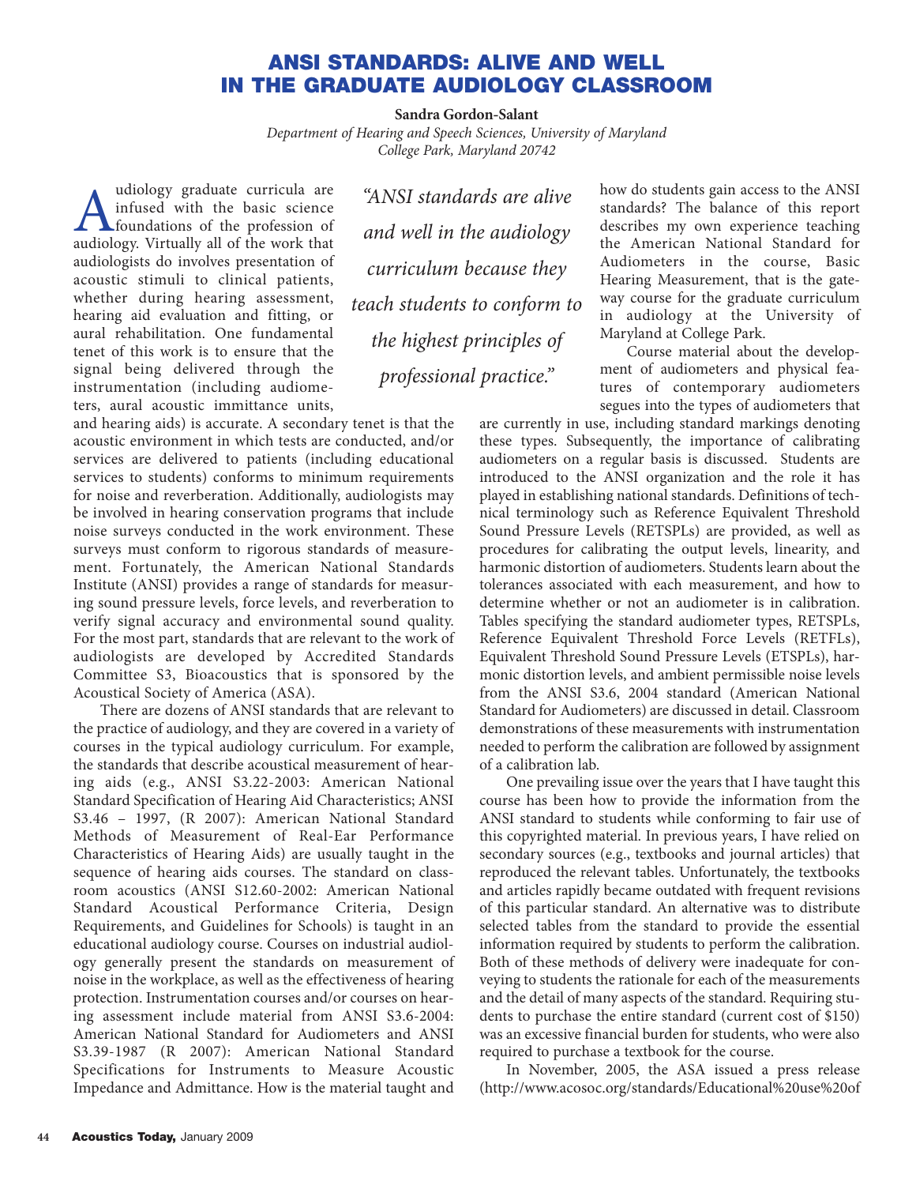# ANSI STANDARDS: ALIVE AND WELL IN THE GRADUATE AUDIOLOGY CLASSROOM

**Sandra Gordon-Salant**

*Department of Hearing and Speech Sciences, University of Maryland*
*College Park, Maryland 20742*

*"ANSI standards are alive and well in the audiology curriculum because they teach students to conform to the highest principles of professional practice."*

Audiology graduate curricula are infused with the basic science foundations of the profession of audiology. Virtually all of the work that audiologists do involves presentation of acoustic stimuli to clinical patients, whether during hearing assessment, hearing aid evaluation and fitting, or aural rehabilitation. One fundamental tenet of this work is to ensure that the signal being delivered through the instrumentation (including audiometers, aural acoustic immittance units, and hearing aids) is accurate. A secondary tenet is that the acoustic environment in which tests are conducted, and/or services are delivered to patients (including educational services to students) conforms to minimum requirements for noise and reverberation. Additionally, audiologists may be involved in hearing conservation programs that include noise surveys conducted in the work environment. These surveys must conform to rigorous standards of measurement. Fortunately, the American National Standards Institute (ANSI) provides a range of standards for measuring sound pressure levels, force levels, and reverberation to verify signal accuracy and environmental sound quality. For the most part, standards that are relevant to the work of audiologists are developed by Accredited Standards Committee S3, Bioacoustics that is sponsored by the Acoustical Society of America (ASA).

There are dozens of ANSI standards that are relevant to the practice of audiology, and they are covered in a variety of courses in the typical audiology curriculum. For example, the standards that describe acoustical measurement of hearing aids (e.g., ANSI S3.22-2003: American National Standard Specification of Hearing Aid Characteristics; ANSI S3.46 – 1997, (R 2007): American National Standard Methods of Measurement of Real-Ear Performance Characteristics of Hearing Aids) are usually taught in the sequence of hearing aids courses. The standard on classroom acoustics (ANSI S12.60-2002: American National Standard Acoustical Performance Criteria, Design Requirements, and Guidelines for Schools) is taught in an educational audiology course. Courses on industrial audiology generally present the standards on measurement of noise in the workplace, as well as the effectiveness of hearing protection. Instrumentation courses and/or courses on hearing assessment include material from ANSI S3.6-2004: American National Standard for Audiometers and ANSI S3.39-1987 (R 2007): American National Standard Specifications for Instruments to Measure Acoustic Impedance and Admittance. How is the material taught and how do students gain access to the ANSI standards? The balance of this report describes my own experience teaching the American National Standard for Audiometers in the course, Basic Hearing Measurement, that is the gateway course for the graduate curriculum in audiology at the University of Maryland at College Park.

Course material about the development of audiometers and physical features of contemporary audiometers segues into the types of audiometers that are currently in use, including standard markings denoting these types. Subsequently, the importance of calibrating audiometers on a regular basis is discussed. Students are introduced to the ANSI organization and the role it has played in establishing national standards. Definitions of technical terminology such as Reference Equivalent Threshold Sound Pressure Levels (RETSPLs) are provided, as well as procedures for calibrating the output levels, linearity, and harmonic distortion of audiometers. Students learn about the tolerances associated with each measurement, and how to determine whether or not an audiometer is in calibration. Tables specifying the standard audiometer types, RETSPLs, Reference Equivalent Threshold Force Levels (RETFLs), Equivalent Threshold Sound Pressure Levels (ETSPLs), harmonic distortion levels, and ambient permissible noise levels from the ANSI S3.6, 2004 standard (American National Standard for Audiometers) are discussed in detail. Classroom demonstrations of these measurements with instrumentation needed to perform the calibration are followed by assignment of a calibration lab.

One prevailing issue over the years that I have taught this course has been how to provide the information from the ANSI standard to students while conforming to fair use of this copyrighted material. In previous years, I have relied on secondary sources (e.g., textbooks and journal articles) that reproduced the relevant tables. Unfortunately, the textbooks and articles rapidly became outdated with frequent revisions of this particular standard. An alternative was to distribute selected tables from the standard to provide the essential information required by students to perform the calibration. Both of these methods of delivery were inadequate for conveying to students the rationale for each of the measurements and the detail of many aspects of the standard. Requiring students to purchase the entire standard (current cost of $150) was an excessive financial burden for students, who were also required to purchase a textbook for the course.

In November, 2005, the ASA issued a press release (http://www.acosoc.org/standards/Educational%20use%20of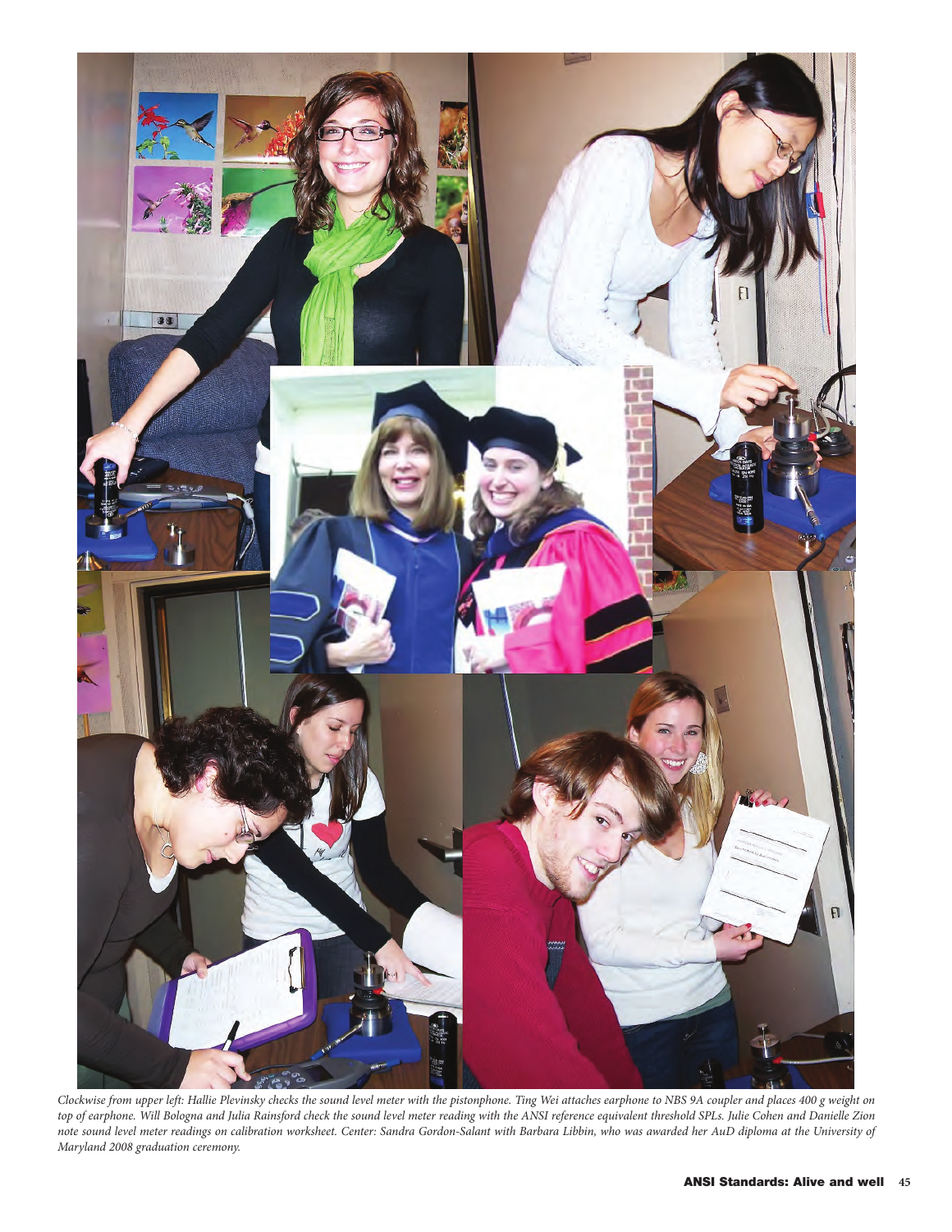*Clockwise from upper left: Hallie Plevinsky checks the sound level meter with the pistonphone. Ting Wei attaches earphone to NBS 9A coupler and places 400 g weight on top of earphone. Will Bologna and Julia Rainsford check the sound level meter reading with the ANSI reference equivalent threshold SPLs. Julie Cohen and Danielle Zion note sound level meter readings on calibration worksheet. Center: Sandra Gordon-Salant with Barbara Libbin, who was awarded her AuD diploma at the University of Maryland 2008 graduation ceremony.*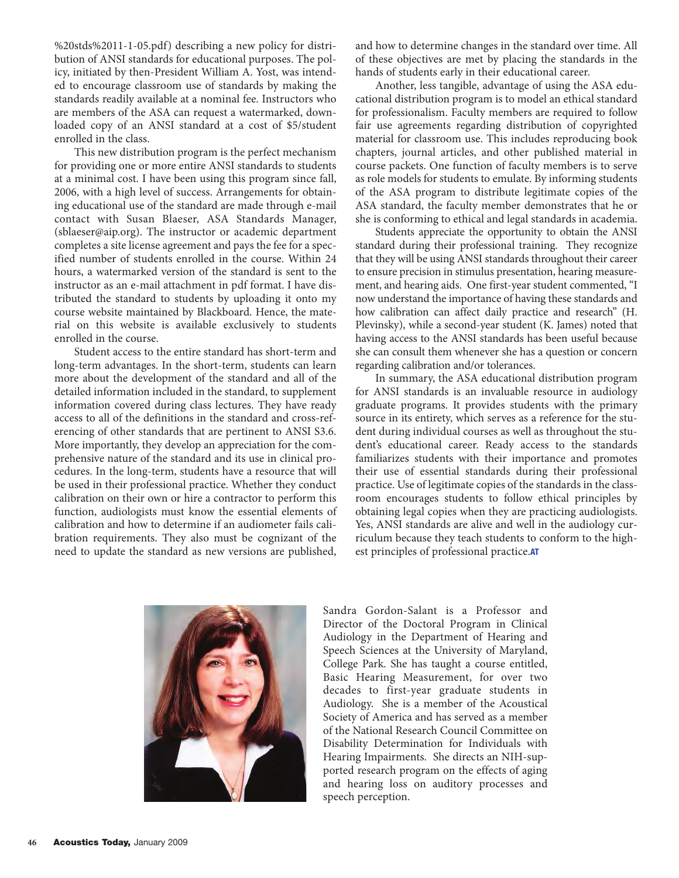%20stds%2011-1-05.pdf) describing a new policy for distribution of ANSI standards for educational purposes. The policy, initiated by then-President William A. Yost, was intended to encourage classroom use of standards by making the standards readily available at a nominal fee. Instructors who are members of the ASA can request a watermarked, downloaded copy of an ANSI standard at a cost of $5/student enrolled in the class.

This new distribution program is the perfect mechanism for providing one or more entire ANSI standards to students at a minimal cost. I have been using this program since fall, 2006, with a high level of success. Arrangements for obtaining educational use of the standard are made through e-mail contact with Susan Blaeser, ASA Standards Manager, (sblaeser@aip.org). The instructor or academic department completes a site license agreement and pays the fee for a specified number of students enrolled in the course. Within 24 hours, a watermarked version of the standard is sent to the instructor as an e-mail attachment in pdf format. I have distributed the standard to students by uploading it onto my course website maintained by Blackboard. Hence, the material on this website is available exclusively to students enrolled in the course.

Student access to the entire standard has short-term and long-term advantages. In the short-term, students can learn more about the development of the standard and all of the detailed information included in the standard, to supplement information covered during class lectures. They have ready access to all of the definitions in the standard and cross-referencing of other standards that are pertinent to ANSI S3.6. More importantly, they develop an appreciation for the comprehensive nature of the standard and its use in clinical procedures. In the long-term, students have a resource that will be used in their professional practice. Whether they conduct calibration on their own or hire a contractor to perform this function, audiologists must know the essential elements of calibration and how to determine if an audiometer fails calibration requirements. They also must be cognizant of the need to update the standard as new versions are published, and how to determine changes in the standard over time. All of these objectives are met by placing the standards in the hands of students early in their educational career.

Another, less tangible, advantage of using the ASA educational distribution program is to model an ethical standard for professionalism. Faculty members are required to follow fair use agreements regarding distribution of copyrighted material for classroom use. This includes reproducing book chapters, journal articles, and other published material in course packets. One function of faculty members is to serve as role models for students to emulate. By informing students of the ASA program to distribute legitimate copies of the ASA standard, the faculty member demonstrates that he or she is conforming to ethical and legal standards in academia.

Students appreciate the opportunity to obtain the ANSI standard during their professional training. They recognize that they will be using ANSI standards throughout their career to ensure precision in stimulus presentation, hearing measurement, and hearing aids. One first-year student commented, "I now understand the importance of having these standards and how calibration can affect daily practice and research" (H. Plevinsky), while a second-year student (K. James) noted that having access to the ANSI standards has been useful because she can consult them whenever she has a question or concern regarding calibration and/or tolerances.

In summary, the ASA educational distribution program for ANSI standards is an invaluable resource in audiology graduate programs. It provides students with the primary source in its entirety, which serves as a reference for the student during individual courses as well as throughout the student's educational career. Ready access to the standards familiarizes students with their importance and promotes their use of essential standards during their professional practice. Use of legitimate copies of the standards in the classroom encourages students to follow ethical principles by obtaining legal copies when they are practicing audiologists. Yes, ANSI standards are alive and well in the audiology curriculum because they teach students to conform to the highest principles of professional practice. **AT**

Sandra Gordon-Salant is a Professor and Director of the Doctoral Program in Clinical Audiology in the Department of Hearing and Speech Sciences at the University of Maryland, College Park. She has taught a course entitled, Basic Hearing Measurement, for over two decades to first-year graduate students in Audiology. She is a member of the Acoustical Society of America and has served as a member of the National Research Council Committee on Disability Determination for Individuals with Hearing Impairments. She directs an NIH-supported research program on the effects of aging and hearing loss on auditory processes and speech perception.